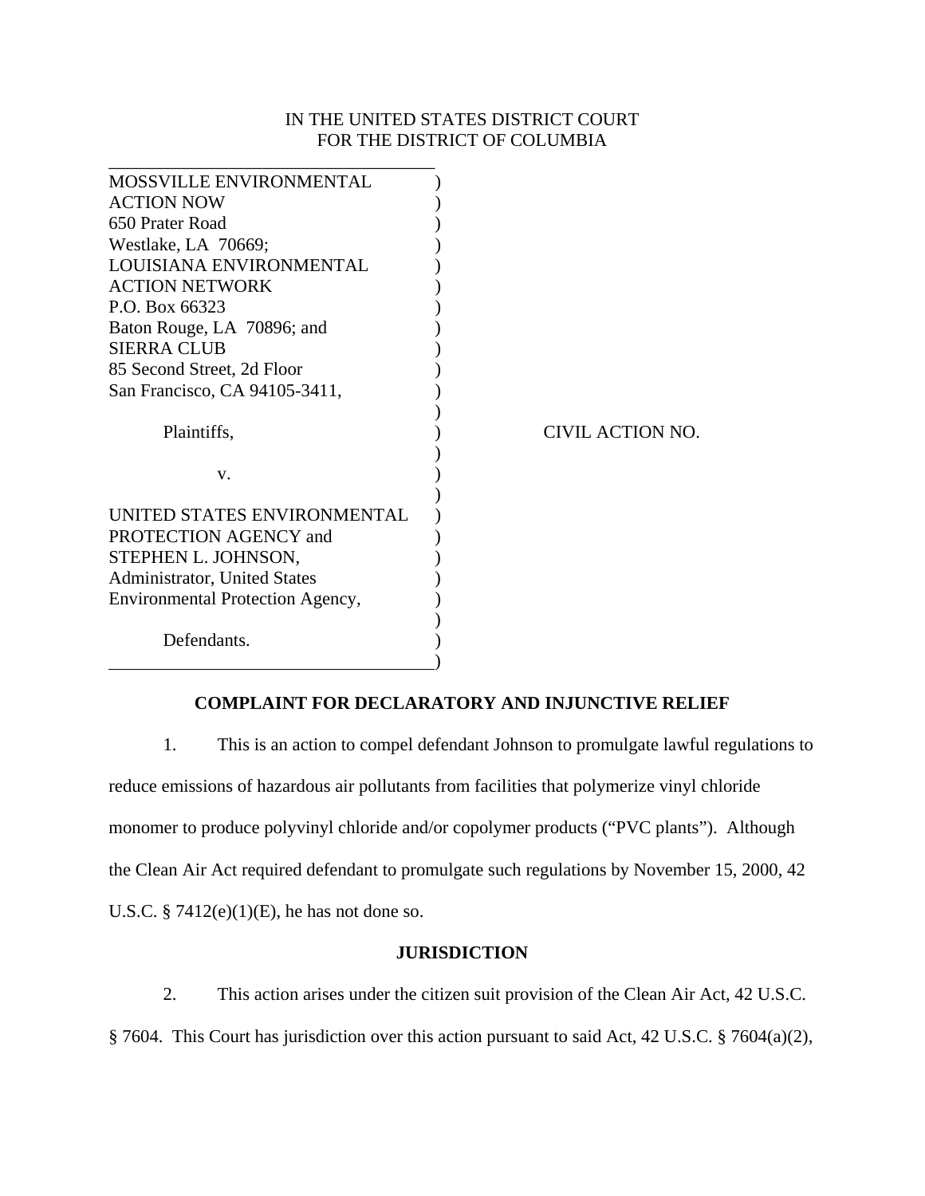IN THE UNITED STATES DISTRICT COURT
FOR THE DISTRICT OF COLUMBIA

MOSSVILLE ENVIRONMENTAL ACTION NOW
650 Prater Road
Westlake, LA 70669;
LOUISIANA ENVIRONMENTAL ACTION NETWORK
P.O. Box 66323
Baton Rouge, LA 70896; and
SIERRA CLUB
85 Second Street, 2d Floor
San Francisco, CA 94105-3411,

Plaintiffs,

v.

UNITED STATES ENVIRONMENTAL PROTECTION AGENCY and
STEPHEN L. JOHNSON,
Administrator, United States Environmental Protection Agency,

Defendants.

CIVIL ACTION NO.

## COMPLAINT FOR DECLARATORY AND INJUNCTIVE RELIEF

1. This is an action to compel defendant Johnson to promulgate lawful regulations to reduce emissions of hazardous air pollutants from facilities that polymerize vinyl chloride monomer to produce polyvinyl chloride and/or copolymer products ("PVC plants"). Although the Clean Air Act required defendant to promulgate such regulations by November 15, 2000, 42 U.S.C. § 7412(e)(1)(E), he has not done so.

## JURISDICTION

2. This action arises under the citizen suit provision of the Clean Air Act, 42 U.S.C. § 7604. This Court has jurisdiction over this action pursuant to said Act, 42 U.S.C. § 7604(a)(2),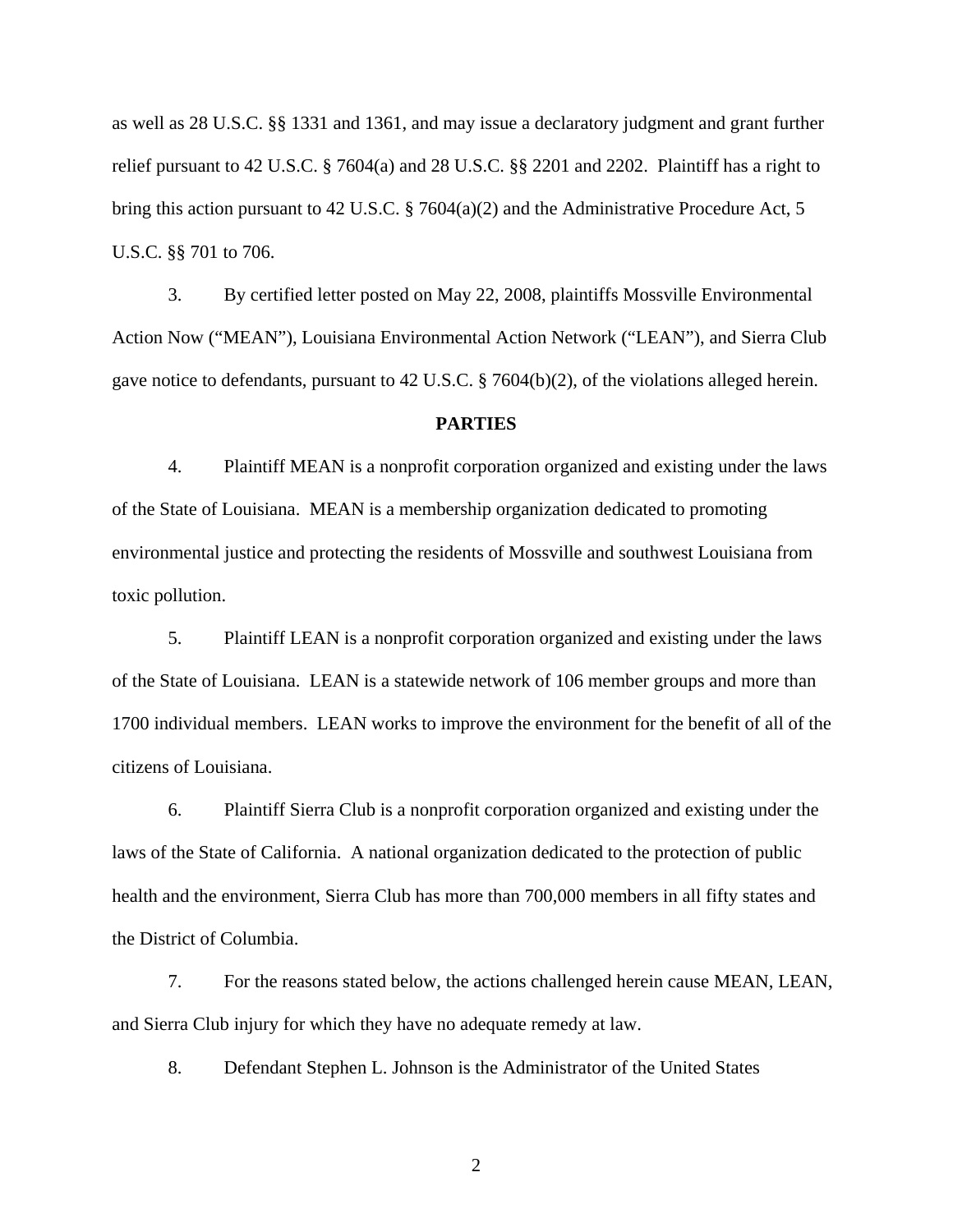as well as 28 U.S.C. §§ 1331 and 1361, and may issue a declaratory judgment and grant further relief pursuant to 42 U.S.C. § 7604(a) and 28 U.S.C. §§ 2201 and 2202. Plaintiff has a right to bring this action pursuant to 42 U.S.C. § 7604(a)(2) and the Administrative Procedure Act, 5 U.S.C. §§ 701 to 706.

3. By certified letter posted on May 22, 2008, plaintiffs Mossville Environmental Action Now ("MEAN"), Louisiana Environmental Action Network ("LEAN"), and Sierra Club gave notice to defendants, pursuant to 42 U.S.C. § 7604(b)(2), of the violations alleged herein.

## PARTIES

4. Plaintiff MEAN is a nonprofit corporation organized and existing under the laws of the State of Louisiana. MEAN is a membership organization dedicated to promoting environmental justice and protecting the residents of Mossville and southwest Louisiana from toxic pollution.

5. Plaintiff LEAN is a nonprofit corporation organized and existing under the laws of the State of Louisiana. LEAN is a statewide network of 106 member groups and more than 1700 individual members. LEAN works to improve the environment for the benefit of all of the citizens of Louisiana.

6. Plaintiff Sierra Club is a nonprofit corporation organized and existing under the laws of the State of California. A national organization dedicated to the protection of public health and the environment, Sierra Club has more than 700,000 members in all fifty states and the District of Columbia.

7. For the reasons stated below, the actions challenged herein cause MEAN, LEAN, and Sierra Club injury for which they have no adequate remedy at law.

8. Defendant Stephen L. Johnson is the Administrator of the United States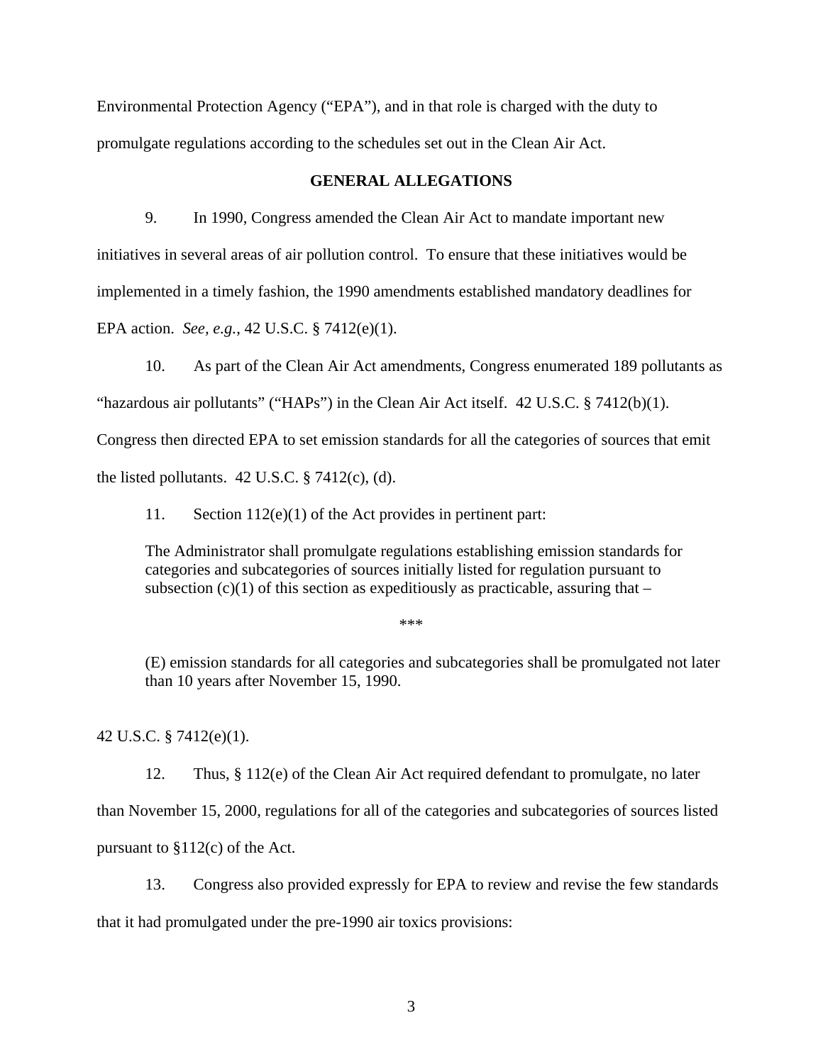Environmental Protection Agency ("EPA"), and in that role is charged with the duty to promulgate regulations according to the schedules set out in the Clean Air Act.

## GENERAL ALLEGATIONS

9. In 1990, Congress amended the Clean Air Act to mandate important new initiatives in several areas of air pollution control. To ensure that these initiatives would be implemented in a timely fashion, the 1990 amendments established mandatory deadlines for EPA action. *See, e.g.*, 42 U.S.C. § 7412(e)(1).

10. As part of the Clean Air Act amendments, Congress enumerated 189 pollutants as "hazardous air pollutants" ("HAPs") in the Clean Air Act itself. 42 U.S.C. § 7412(b)(1). Congress then directed EPA to set emission standards for all the categories of sources that emit the listed pollutants. 42 U.S.C. § 7412(c), (d).

11. Section 112(e)(1) of the Act provides in pertinent part:

> The Administrator shall promulgate regulations establishing emission standards for categories and subcategories of sources initially listed for regulation pursuant to subsection (c)(1) of this section as expeditiously as practicable, assuring that –
>
> ***
>
> (E) emission standards for all categories and subcategories shall be promulgated not later than 10 years after November 15, 1990.

42 U.S.C. § 7412(e)(1).

12. Thus, § 112(e) of the Clean Air Act required defendant to promulgate, no later than November 15, 2000, regulations for all of the categories and subcategories of sources listed pursuant to §112(c) of the Act.

13. Congress also provided expressly for EPA to review and revise the few standards that it had promulgated under the pre-1990 air toxics provisions: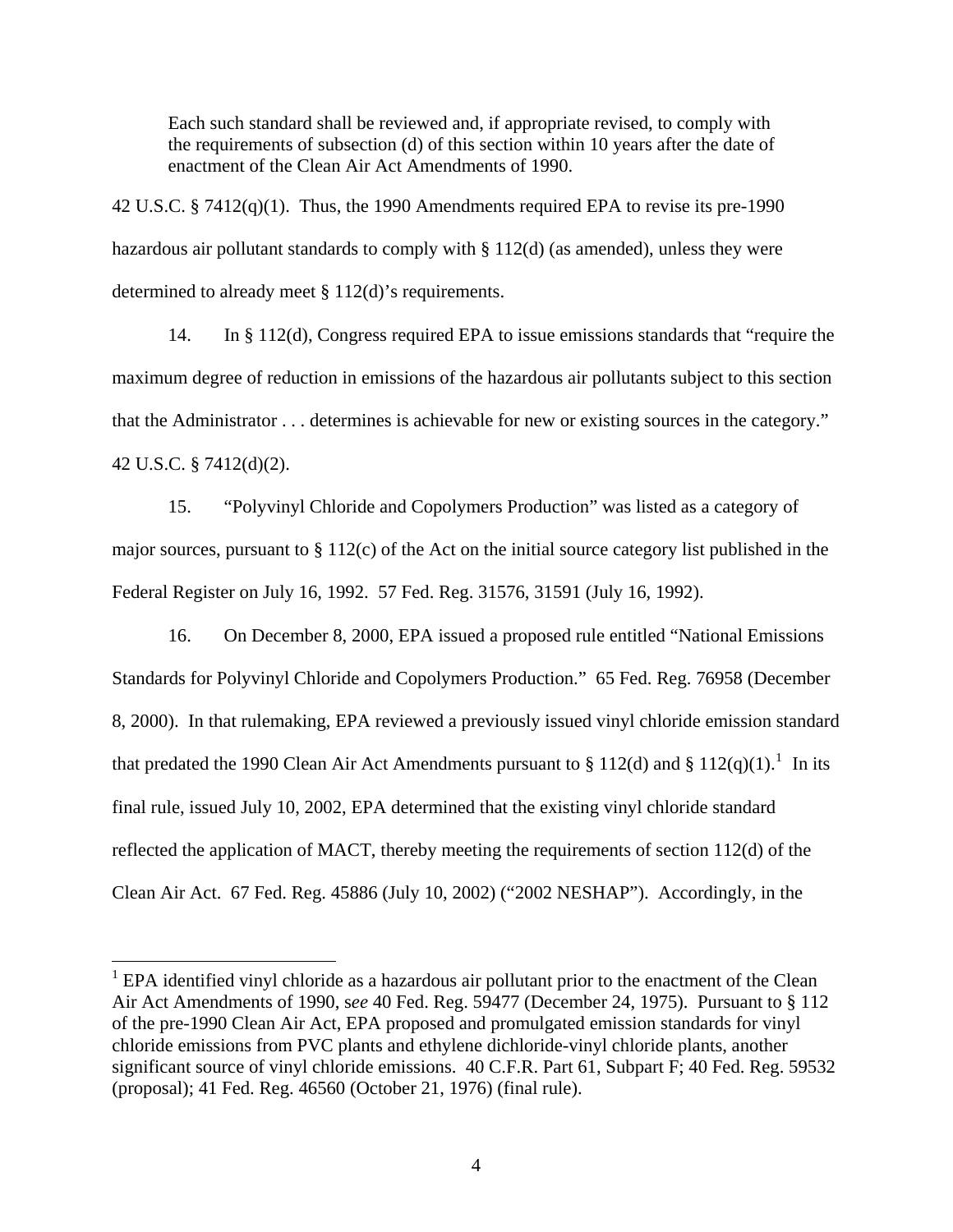> Each such standard shall be reviewed and, if appropriate revised, to comply with the requirements of subsection (d) of this section within 10 years after the date of enactment of the Clean Air Act Amendments of 1990.

42 U.S.C. § 7412(q)(1). Thus, the 1990 Amendments required EPA to revise its pre-1990 hazardous air pollutant standards to comply with § 112(d) (as amended), unless they were determined to already meet § 112(d)'s requirements.

14. In § 112(d), Congress required EPA to issue emissions standards that "require the maximum degree of reduction in emissions of the hazardous air pollutants subject to this section that the Administrator . . . determines is achievable for new or existing sources in the category." 42 U.S.C. § 7412(d)(2).

15. "Polyvinyl Chloride and Copolymers Production" was listed as a category of major sources, pursuant to § 112(c) of the Act on the initial source category list published in the Federal Register on July 16, 1992. 57 Fed. Reg. 31576, 31591 (July 16, 1992).

16. On December 8, 2000, EPA issued a proposed rule entitled "National Emissions Standards for Polyvinyl Chloride and Copolymers Production." 65 Fed. Reg. 76958 (December 8, 2000). In that rulemaking, EPA reviewed a previously issued vinyl chloride emission standard that predated the 1990 Clean Air Act Amendments pursuant to § 112(d) and § 112(q)(1).[1] In its final rule, issued July 10, 2002, EPA determined that the existing vinyl chloride standard reflected the application of MACT, thereby meeting the requirements of section 112(d) of the Clean Air Act. 67 Fed. Reg. 45886 (July 10, 2002) ("2002 NESHAP"). Accordingly, in the

---

[1] EPA identified vinyl chloride as a hazardous air pollutant prior to the enactment of the Clean Air Act Amendments of 1990, s*ee* 40 Fed. Reg. 59477 (December 24, 1975). Pursuant to § 112 of the pre-1990 Clean Air Act, EPA proposed and promulgated emission standards for vinyl chloride emissions from PVC plants and ethylene dichloride-vinyl chloride plants, another significant source of vinyl chloride emissions. 40 C.F.R. Part 61, Subpart F; 40 Fed. Reg. 59532 (proposal); 41 Fed. Reg. 46560 (October 21, 1976) (final rule).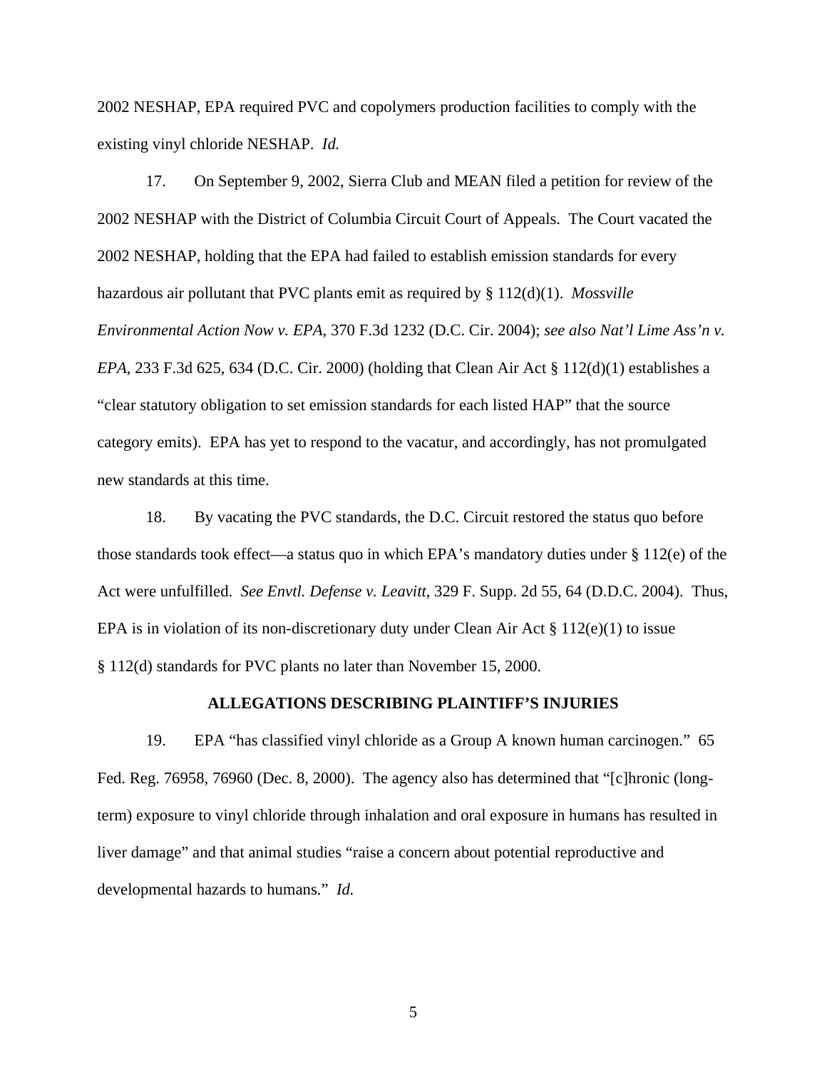2002 NESHAP, EPA required PVC and copolymers production facilities to comply with the existing vinyl chloride NESHAP. *Id.*

17. On September 9, 2002, Sierra Club and MEAN filed a petition for review of the 2002 NESHAP with the District of Columbia Circuit Court of Appeals. The Court vacated the 2002 NESHAP, holding that the EPA had failed to establish emission standards for every hazardous air pollutant that PVC plants emit as required by § 112(d)(1). *Mossville Environmental Action Now v. EPA*, 370 F.3d 1232 (D.C. Cir. 2004); *see also Nat'l Lime Ass'n v. EPA*, 233 F.3d 625, 634 (D.C. Cir. 2000) (holding that Clean Air Act § 112(d)(1) establishes a "clear statutory obligation to set emission standards for each listed HAP" that the source category emits). EPA has yet to respond to the vacatur, and accordingly, has not promulgated new standards at this time.

18. By vacating the PVC standards, the D.C. Circuit restored the status quo before those standards took effect—a status quo in which EPA's mandatory duties under § 112(e) of the Act were unfulfilled. *See Envtl. Defense v. Leavitt*, 329 F. Supp. 2d 55, 64 (D.D.C. 2004). Thus, EPA is in violation of its non-discretionary duty under Clean Air Act § 112(e)(1) to issue § 112(d) standards for PVC plants no later than November 15, 2000.

## ALLEGATIONS DESCRIBING PLAINTIFF'S INJURIES

19. EPA "has classified vinyl chloride as a Group A known human carcinogen." 65 Fed. Reg. 76958, 76960 (Dec. 8, 2000). The agency also has determined that "[c]hronic (long-term) exposure to vinyl chloride through inhalation and oral exposure in humans has resulted in liver damage" and that animal studies "raise a concern about potential reproductive and developmental hazards to humans." *Id.*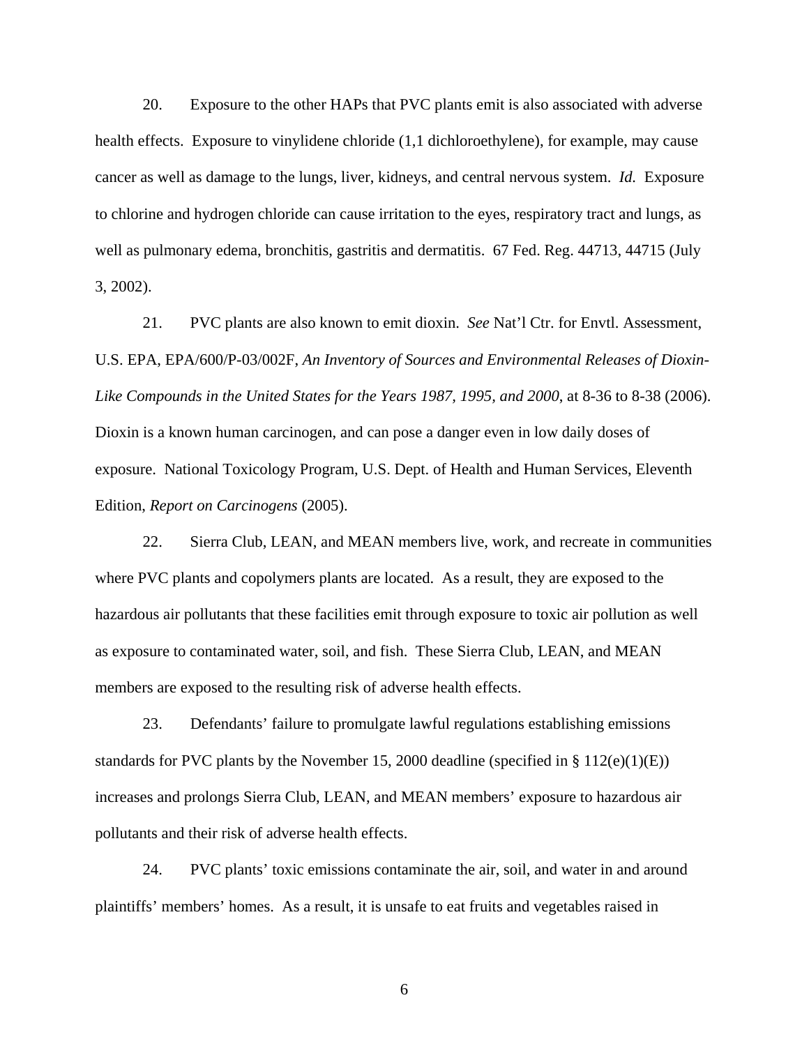20. Exposure to the other HAPs that PVC plants emit is also associated with adverse health effects. Exposure to vinylidene chloride (1,1 dichloroethylene), for example, may cause cancer as well as damage to the lungs, liver, kidneys, and central nervous system. *Id.* Exposure to chlorine and hydrogen chloride can cause irritation to the eyes, respiratory tract and lungs, as well as pulmonary edema, bronchitis, gastritis and dermatitis. 67 Fed. Reg. 44713, 44715 (July 3, 2002).

21. PVC plants are also known to emit dioxin. *See* Nat'l Ctr. for Envtl. Assessment, U.S. EPA, EPA/600/P-03/002F, *An Inventory of Sources and Environmental Releases of Dioxin-Like Compounds in the United States for the Years 1987, 1995, and 2000*, at 8-36 to 8-38 (2006). Dioxin is a known human carcinogen, and can pose a danger even in low daily doses of exposure. National Toxicology Program, U.S. Dept. of Health and Human Services, Eleventh Edition, *Report on Carcinogens* (2005).

22. Sierra Club, LEAN, and MEAN members live, work, and recreate in communities where PVC plants and copolymers plants are located. As a result, they are exposed to the hazardous air pollutants that these facilities emit through exposure to toxic air pollution as well as exposure to contaminated water, soil, and fish. These Sierra Club, LEAN, and MEAN members are exposed to the resulting risk of adverse health effects.

23. Defendants' failure to promulgate lawful regulations establishing emissions standards for PVC plants by the November 15, 2000 deadline (specified in § 112(e)(1)(E)) increases and prolongs Sierra Club, LEAN, and MEAN members' exposure to hazardous air pollutants and their risk of adverse health effects.

24. PVC plants' toxic emissions contaminate the air, soil, and water in and around plaintiffs' members' homes. As a result, it is unsafe to eat fruits and vegetables raised in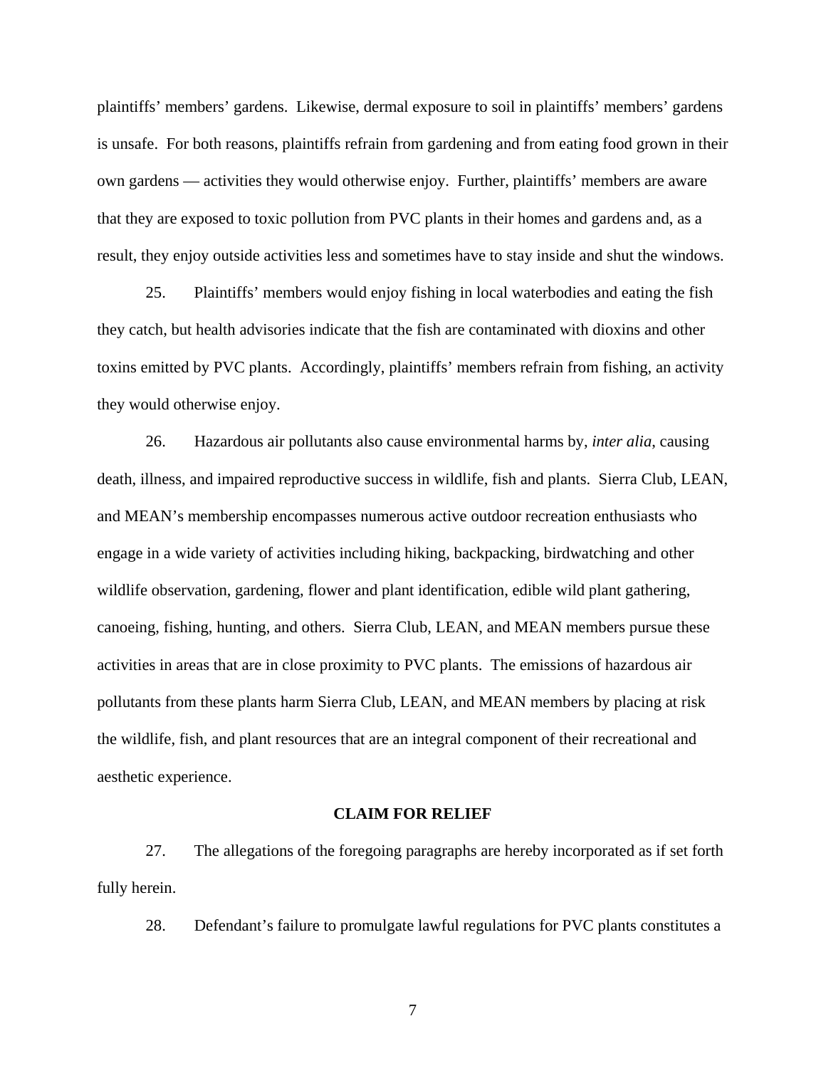plaintiffs' members' gardens. Likewise, dermal exposure to soil in plaintiffs' members' gardens is unsafe. For both reasons, plaintiffs refrain from gardening and from eating food grown in their own gardens — activities they would otherwise enjoy. Further, plaintiffs' members are aware that they are exposed to toxic pollution from PVC plants in their homes and gardens and, as a result, they enjoy outside activities less and sometimes have to stay inside and shut the windows.

25. Plaintiffs' members would enjoy fishing in local waterbodies and eating the fish they catch, but health advisories indicate that the fish are contaminated with dioxins and other toxins emitted by PVC plants. Accordingly, plaintiffs' members refrain from fishing, an activity they would otherwise enjoy.

26. Hazardous air pollutants also cause environmental harms by, *inter alia*, causing death, illness, and impaired reproductive success in wildlife, fish and plants. Sierra Club, LEAN, and MEAN's membership encompasses numerous active outdoor recreation enthusiasts who engage in a wide variety of activities including hiking, backpacking, birdwatching and other wildlife observation, gardening, flower and plant identification, edible wild plant gathering, canoeing, fishing, hunting, and others. Sierra Club, LEAN, and MEAN members pursue these activities in areas that are in close proximity to PVC plants. The emissions of hazardous air pollutants from these plants harm Sierra Club, LEAN, and MEAN members by placing at risk the wildlife, fish, and plant resources that are an integral component of their recreational and aesthetic experience.

**CLAIM FOR RELIEF**

27. The allegations of the foregoing paragraphs are hereby incorporated as if set forth fully herein.

28. Defendant's failure to promulgate lawful regulations for PVC plants constitutes a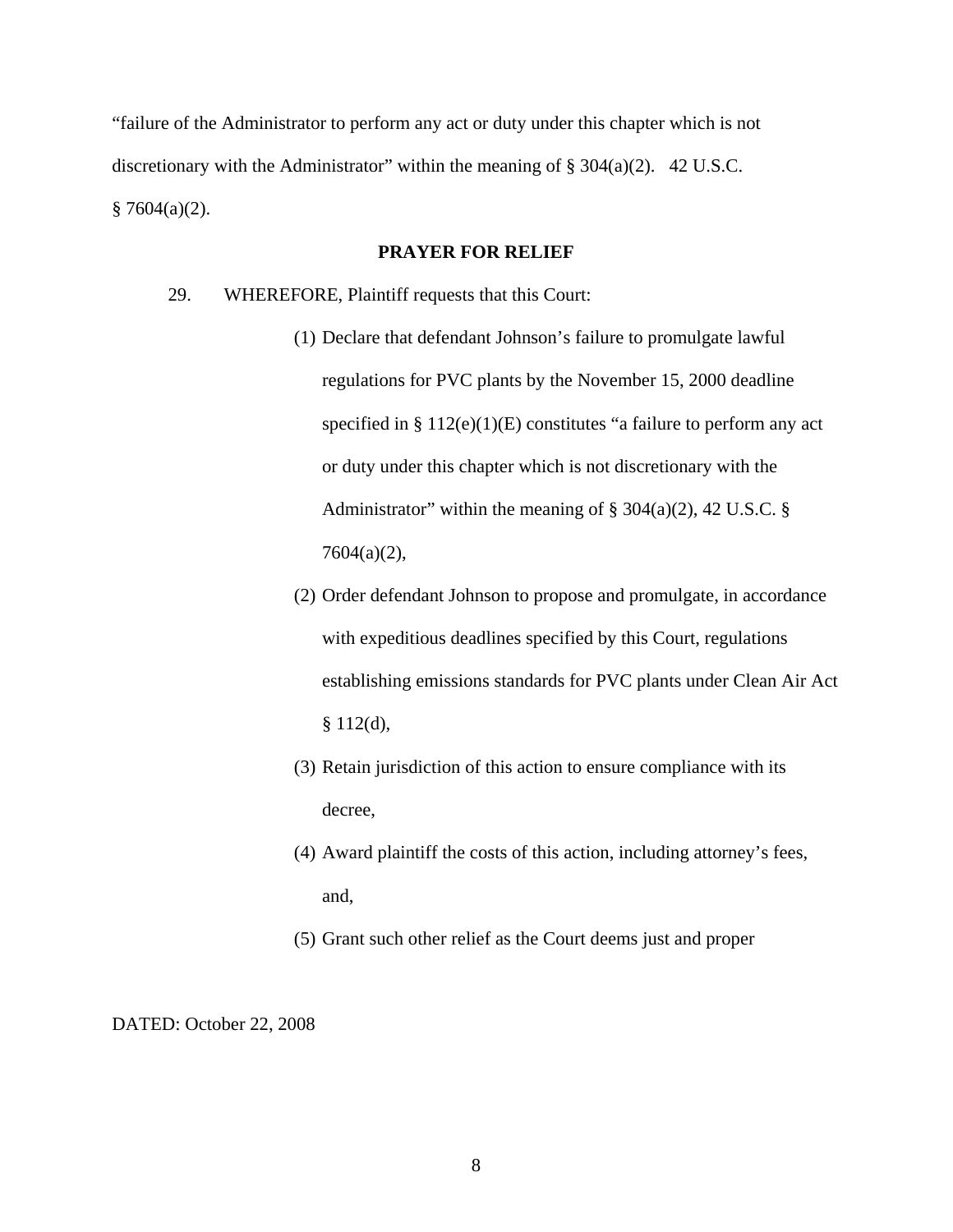"failure of the Administrator to perform any act or duty under this chapter which is not discretionary with the Administrator" within the meaning of § 304(a)(2). 42 U.S.C. § 7604(a)(2).

**PRAYER FOR RELIEF**

29. WHEREFORE, Plaintiff requests that this Court:

(1) Declare that defendant Johnson's failure to promulgate lawful regulations for PVC plants by the November 15, 2000 deadline specified in § 112(e)(1)(E) constitutes "a failure to perform any act or duty under this chapter which is not discretionary with the Administrator" within the meaning of § 304(a)(2), 42 U.S.C. § 7604(a)(2),

(2) Order defendant Johnson to propose and promulgate, in accordance with expeditious deadlines specified by this Court, regulations establishing emissions standards for PVC plants under Clean Air Act § 112(d),

(3) Retain jurisdiction of this action to ensure compliance with its decree,

(4) Award plaintiff the costs of this action, including attorney's fees, and,

(5) Grant such other relief as the Court deems just and proper

DATED: October 22, 2008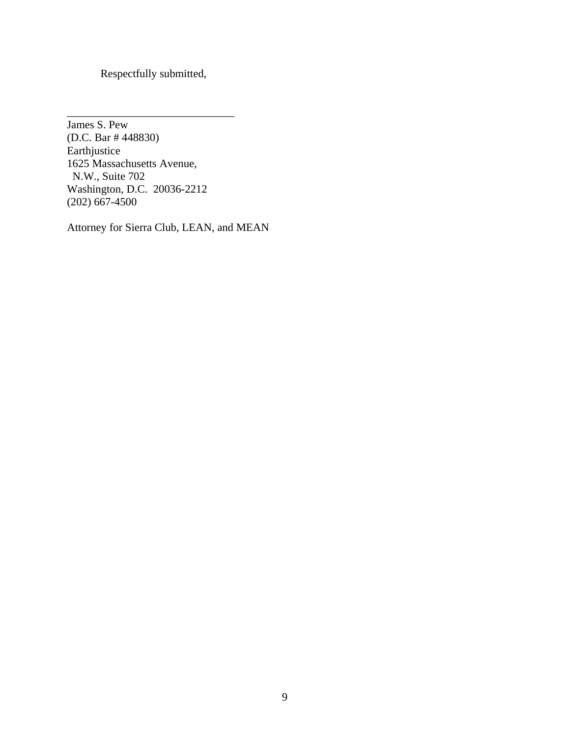Respectfully submitted,

_______________________________

James S. Pew  
(D.C. Bar # 448830)  
Earthjustice  
1625 Massachusetts Avenue,  
N.W., Suite 702  
Washington, D.C. 20036-2212  
(202) 667-4500

Attorney for Sierra Club, LEAN, and MEAN